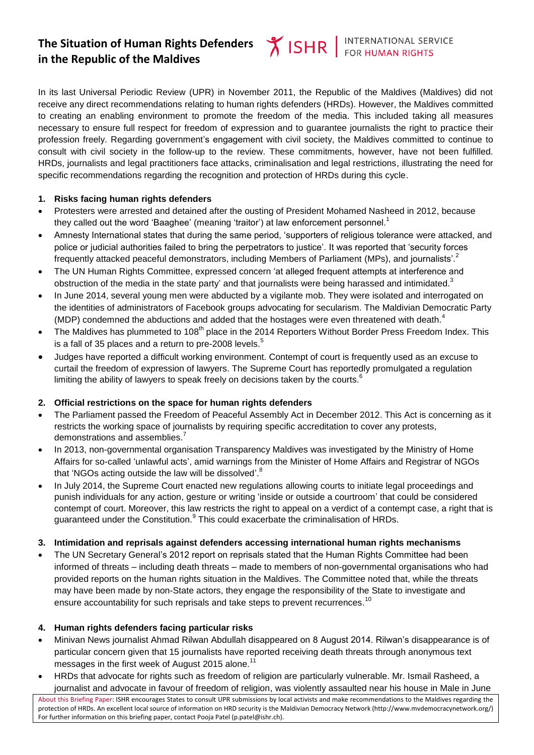# The Situation of Human Rights Defenders in the Republic of the Maldives

ISHR | INTERNATIONAL SERVICE FOR HUMAN RIGHTS

In its last Universal Periodic Review (UPR) in November 2011, the Republic of the Maldives (Maldives) did not receive any direct recommendations relating to human rights defenders (HRDs). However, the Maldives committed to creating an enabling environment to promote the freedom of the media. This included taking all measures necessary to ensure full respect for freedom of expression and to guarantee journalists the right to practice their profession freely. Regarding government's engagement with civil society, the Maldives committed to continue to consult with civil society in the follow-up to the review. These commitments, however, have not been fulfilled. HRDs, journalists and legal practitioners face attacks, criminalisation and legal restrictions, illustrating the need for specific recommendations regarding the recognition and protection of HRDs during this cycle.

## 1. Risks facing human rights defenders

- Protesters were arrested and detained after the ousting of President Mohamed Nasheed in 2012, because they called out the word 'Baaghee' (meaning 'traitor') at law enforcement personnel.[1]
- Amnesty International states that during the same period, 'supporters of religious tolerance were attacked, and police or judicial authorities failed to bring the perpetrators to justice'. It was reported that 'security forces frequently attacked peaceful demonstrators, including Members of Parliament (MPs), and journalists'.[2]
- The UN Human Rights Committee, expressed concern 'at alleged frequent attempts at interference and obstruction of the media in the state party' and that journalists were being harassed and intimidated.[3]
- In June 2014, several young men were abducted by a vigilante mob. They were isolated and interrogated on the identities of administrators of Facebook groups advocating for secularism. The Maldivian Democratic Party (MDP) condemned the abductions and added that the hostages were even threatened with death.[4]
- The Maldives has plummeted to 108th place in the 2014 Reporters Without Border Press Freedom Index. This is a fall of 35 places and a return to pre-2008 levels.[5]
- Judges have reported a difficult working environment. Contempt of court is frequently used as an excuse to curtail the freedom of expression of lawyers. The Supreme Court has reportedly promulgated a regulation limiting the ability of lawyers to speak freely on decisions taken by the courts.[6]

## 2. Official restrictions on the space for human rights defenders

- The Parliament passed the Freedom of Peaceful Assembly Act in December 2012. This Act is concerning as it restricts the working space of journalists by requiring specific accreditation to cover any protests, demonstrations and assemblies.[7]
- In 2013, non-governmental organisation Transparency Maldives was investigated by the Ministry of Home Affairs for so-called 'unlawful acts', amid warnings from the Minister of Home Affairs and Registrar of NGOs that 'NGOs acting outside the law will be dissolved'.[8]
- In July 2014, the Supreme Court enacted new regulations allowing courts to initiate legal proceedings and punish individuals for any action, gesture or writing 'inside or outside a courtroom' that could be considered contempt of court. Moreover, this law restricts the right to appeal on a verdict of a contempt case, a right that is guaranteed under the Constitution.[9] This could exacerbate the criminalisation of HRDs.

## 3. Intimidation and reprisals against defenders accessing international human rights mechanisms

- The UN Secretary General's 2012 report on reprisals stated that the Human Rights Committee had been informed of threats – including death threats – made to members of non-governmental organisations who had provided reports on the human rights situation in the Maldives. The Committee noted that, while the threats may have been made by non-State actors, they engage the responsibility of the State to investigate and ensure accountability for such reprisals and take steps to prevent recurrences.[10]

## 4. Human rights defenders facing particular risks

- Minivan News journalist Ahmad Rilwan Abdullah disappeared on 8 August 2014. Rilwan's disappearance is of particular concern given that 15 journalists have reported receiving death threats through anonymous text messages in the first week of August 2015 alone.[11]
- HRDs that advocate for rights such as freedom of religion are particularly vulnerable. Mr. Ismail Rasheed, a journalist and advocate in favour of freedom of religion, was violently assaulted near his house in Male in June

About this Briefing Paper: ISHR encourages States to consult UPR submissions by local activists and make recommendations to the Maldives regarding the protection of HRDs. An excellent local source of information on HRD security is the Maldivian Democracy Network (http://www.mvdemocracynetwork.org/) For further information on this briefing paper, contact Pooja Patel (p.patel@ishr.ch).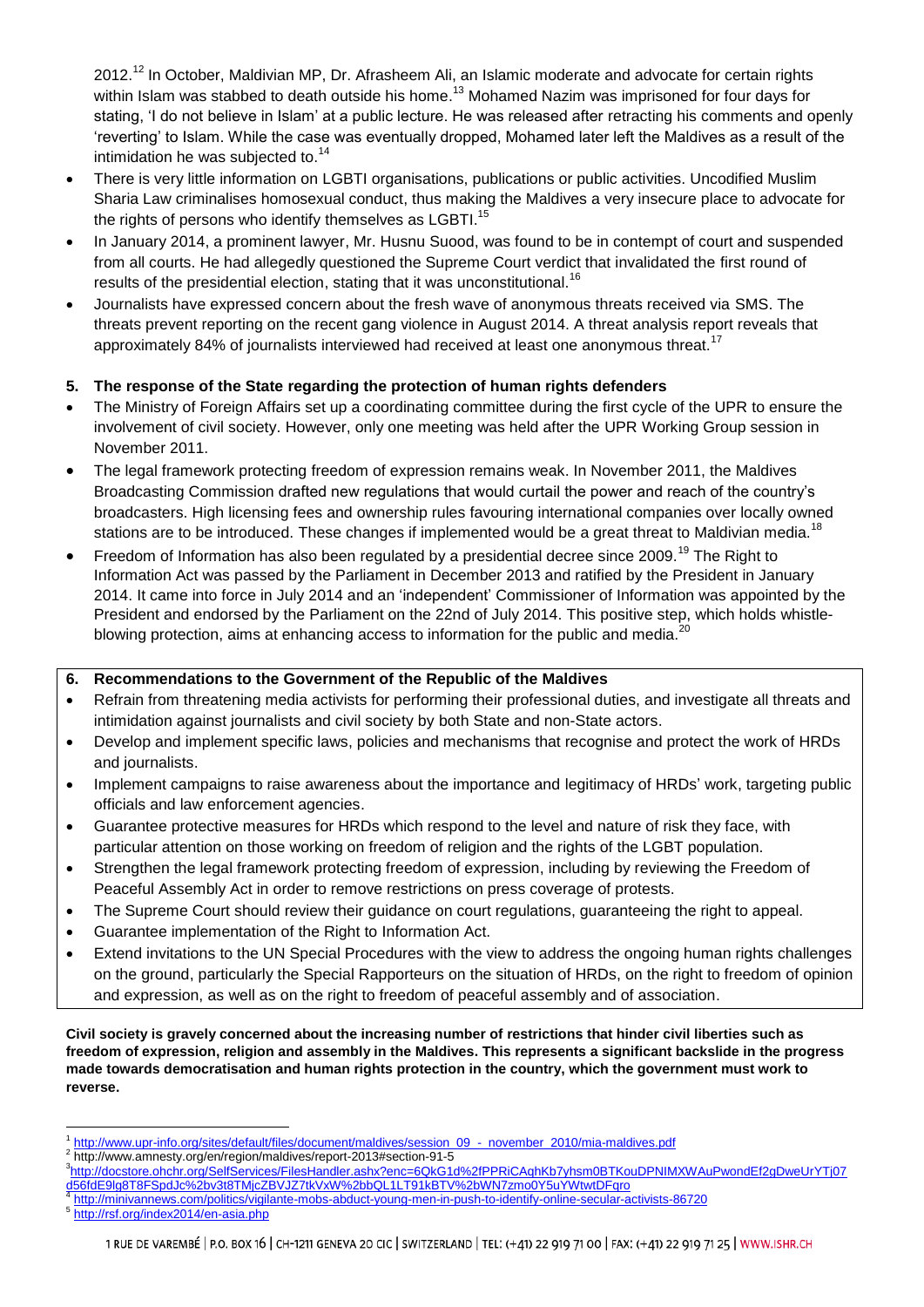2012.[12] In October, Maldivian MP, Dr. Afrasheem Ali, an Islamic moderate and advocate for certain rights within Islam was stabbed to death outside his home.[13] Mohamed Nazim was imprisoned for four days for stating, 'I do not believe in Islam' at a public lecture. He was released after retracting his comments and openly 'reverting' to Islam. While the case was eventually dropped, Mohamed later left the Maldives as a result of the intimidation he was subjected to.[14]

- There is very little information on LGBTI organisations, publications or public activities. Uncodified Muslim Sharia Law criminalises homosexual conduct, thus making the Maldives a very insecure place to advocate for the rights of persons who identify themselves as LGBTI.[15]
- In January 2014, a prominent lawyer, Mr. Husnu Suood, was found to be in contempt of court and suspended from all courts. He had allegedly questioned the Supreme Court verdict that invalidated the first round of results of the presidential election, stating that it was unconstitutional.[16]
- Journalists have expressed concern about the fresh wave of anonymous threats received via SMS. The threats prevent reporting on the recent gang violence in August 2014. A threat analysis report reveals that approximately 84% of journalists interviewed had received at least one anonymous threat.[17]

**5. The response of the State regarding the protection of human rights defenders**

- The Ministry of Foreign Affairs set up a coordinating committee during the first cycle of the UPR to ensure the involvement of civil society. However, only one meeting was held after the UPR Working Group session in November 2011.
- The legal framework protecting freedom of expression remains weak. In November 2011, the Maldives Broadcasting Commission drafted new regulations that would curtail the power and reach of the country's broadcasters. High licensing fees and ownership rules favouring international companies over locally owned stations are to be introduced. These changes if implemented would be a great threat to Maldivian media.[18]
- Freedom of Information has also been regulated by a presidential decree since 2009.[19] The Right to Information Act was passed by the Parliament in December 2013 and ratified by the President in January 2014. It came into force in July 2014 and an 'independent' Commissioner of Information was appointed by the President and endorsed by the Parliament on the 22nd of July 2014. This positive step, which holds whistle-blowing protection, aims at enhancing access to information for the public and media.[20]

**6. Recommendations to the Government of the Republic of the Maldives**

- Refrain from threatening media activists for performing their professional duties, and investigate all threats and intimidation against journalists and civil society by both State and non-State actors.
- Develop and implement specific laws, policies and mechanisms that recognise and protect the work of HRDs and journalists.
- Implement campaigns to raise awareness about the importance and legitimacy of HRDs' work, targeting public officials and law enforcement agencies.
- Guarantee protective measures for HRDs which respond to the level and nature of risk they face, with particular attention on those working on freedom of religion and the rights of the LGBT population.
- Strengthen the legal framework protecting freedom of expression, including by reviewing the Freedom of Peaceful Assembly Act in order to remove restrictions on press coverage of protests.
- The Supreme Court should review their guidance on court regulations, guaranteeing the right to appeal.
- Guarantee implementation of the Right to Information Act.
- Extend invitations to the UN Special Procedures with the view to address the ongoing human rights challenges on the ground, particularly the Special Rapporteurs on the situation of HRDs, on the right to freedom of opinion and expression, as well as on the right to freedom of peaceful assembly and of association.

**Civil society is gravely concerned about the increasing number of restrictions that hinder civil liberties such as freedom of expression, religion and assembly in the Maldives. This represents a significant backslide in the progress made towards democratisation and human rights protection in the country, which the government must work to reverse.**

---

[1] http://www.upr-info.org/sites/default/files/document/maldives/session_09_-_november_2010/mia-maldives.pdf
[2] http://www.amnesty.org/en/region/maldives/report-2013#section-91-5
[3] http://docstore.ohchr.org/SelfServices/FilesHandler.ashx?enc=6QkG1d%2fPPRiCAqhKb7yhsm0BTKouDPNIMXWAuPwondEf2gDweUrYTj07d56fdE9lg8T8FSpdJc%2bv3t8TMjcZBVJZ7tkVxW%2bbQL1LT91kBTV%2bWN7zmo0Y5uYWtwtDFqro
[4] http://minivannews.com/politics/vigilante-mobs-abduct-young-men-in-push-to-identify-online-secular-activists-86720
[5] http://rsf.org/index2014/en-asia.php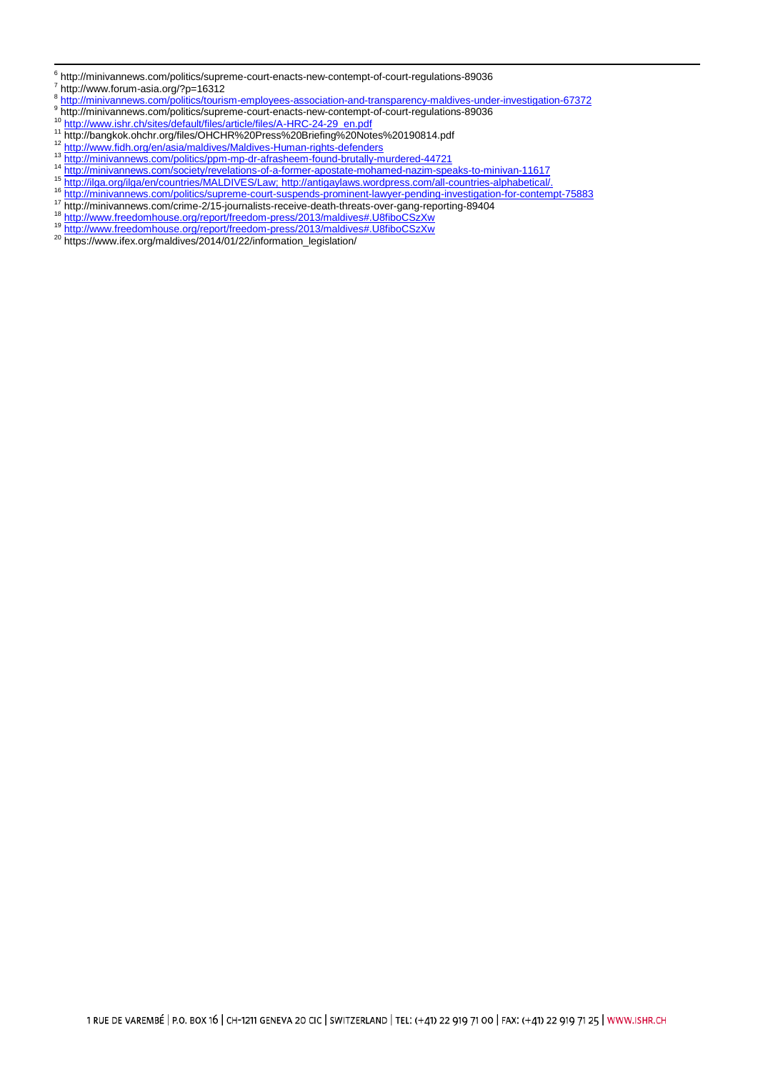[6] http://minivannews.com/politics/supreme-court-enacts-new-contempt-of-court-regulations-89036

[7] http://www.forum-asia.org/?p=16312

[8] http://minivannews.com/politics/tourism-employees-association-and-transparency-maldives-under-investigation-67372

[9] http://minivannews.com/politics/supreme-court-enacts-new-contempt-of-court-regulations-89036

[10] http://www.ishr.ch/sites/default/files/article/files/A-HRC-24-29_en.pdf

[11] http://bangkok.ohchr.org/files/OHCHR%20Press%20Briefing%20Notes%20190814.pdf

[12] http://www.fidh.org/en/asia/maldives/Maldives-Human-rights-defenders

[13] http://minivannews.com/politics/ppm-mp-dr-afrasheem-found-brutally-murdered-44721

[14] http://minivannews.com/society/revelations-of-a-former-apostate-mohamed-nazim-speaks-to-minivan-11617

[15] http://ilga.org/ilga/en/countries/MALDIVES/Law; http://antigaylaws.wordpress.com/all-countries-alphabetical/.

[16] http://minivannews.com/politics/supreme-court-suspends-prominent-lawyer-pending-investigation-for-contempt-75883

[17] http://minivannews.com/crime-2/15-journalists-receive-death-threats-over-gang-reporting-89404

[18] http://www.freedomhouse.org/report/freedom-press/2013/maldives#.U8fiboCSzXw

[19] http://www.freedomhouse.org/report/freedom-press/2013/maldives#.U8fiboCSzXw

[20] https://www.ifex.org/maldives/2014/01/22/information_legislation/